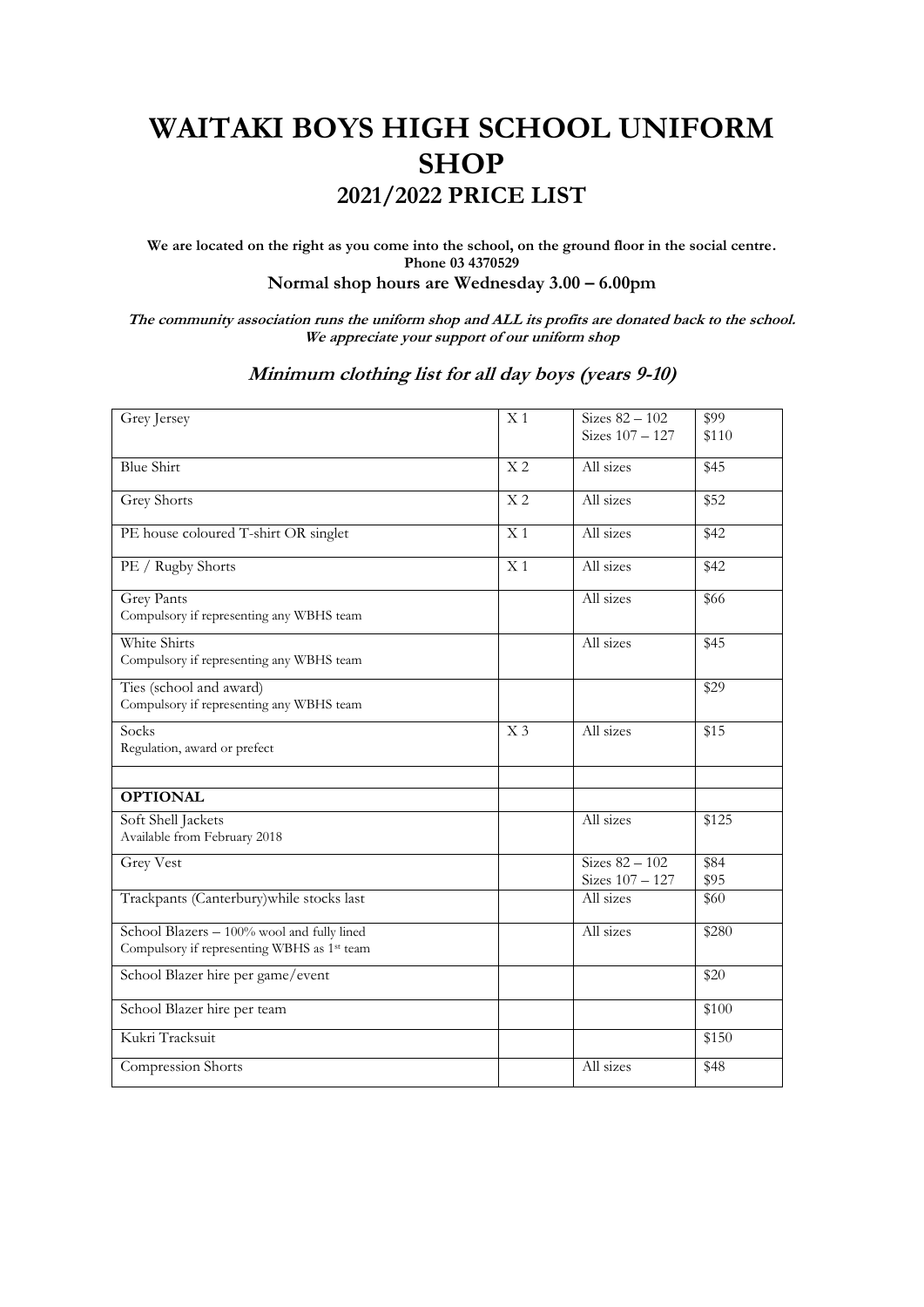# WAITAKI BOYS HIGH SCHOOL UNIFORM SHOP

## 2021/2022 PRICE LIST

**We are located on the right as you come into the school, on the ground floor in the social centre.**
**Phone 03 4370529**
**Normal shop hours are Wednesday 3.00 – 6.00pm**

***The community association runs the uniform shop and ALL its profits are donated back to the school.***
***We appreciate your support of our uniform shop***

### *Minimum clothing list for all day boys (years 9-10)*

| | | | |
|---|---|---|---|
| Grey Jersey | X 1 | Sizes 82 – 102<br>Sizes 107 – 127 | \$99<br>\$110 |
| Blue Shirt | X 2 | All sizes | \$45 |
| Grey Shorts | X 2 | All sizes | \$52 |
| PE house coloured T-shirt OR singlet | X 1 | All sizes | \$42 |
| PE / Rugby Shorts | X 1 | All sizes | \$42 |
| Grey Pants<br>Compulsory if representing any WBHS team | | All sizes | \$66 |
| White Shirts<br>Compulsory if representing any WBHS team | | All sizes | \$45 |
| Ties (school and award)<br>Compulsory if representing any WBHS team | | | \$29 |
| Socks<br>Regulation, award or prefect | X 3 | All sizes | \$15 |
| | | | |
| **OPTIONAL** | | | |
| Soft Shell Jackets<br>Available from February 2018 | | All sizes | \$125 |
| Grey Vest | | Sizes 82 – 102<br>Sizes 107 – 127 | \$84<br>\$95 |
| Trackpants (Canterbury)while stocks last | | All sizes | \$60 |
| School Blazers – 100% wool and fully lined<br>Compulsory if representing WBHS as 1st team | | All sizes | \$280 |
| School Blazer hire per game/event | | | \$20 |
| School Blazer hire per team | | | \$100 |
| Kukri Tracksuit | | | \$150 |
| Compression Shorts | | All sizes | \$48 |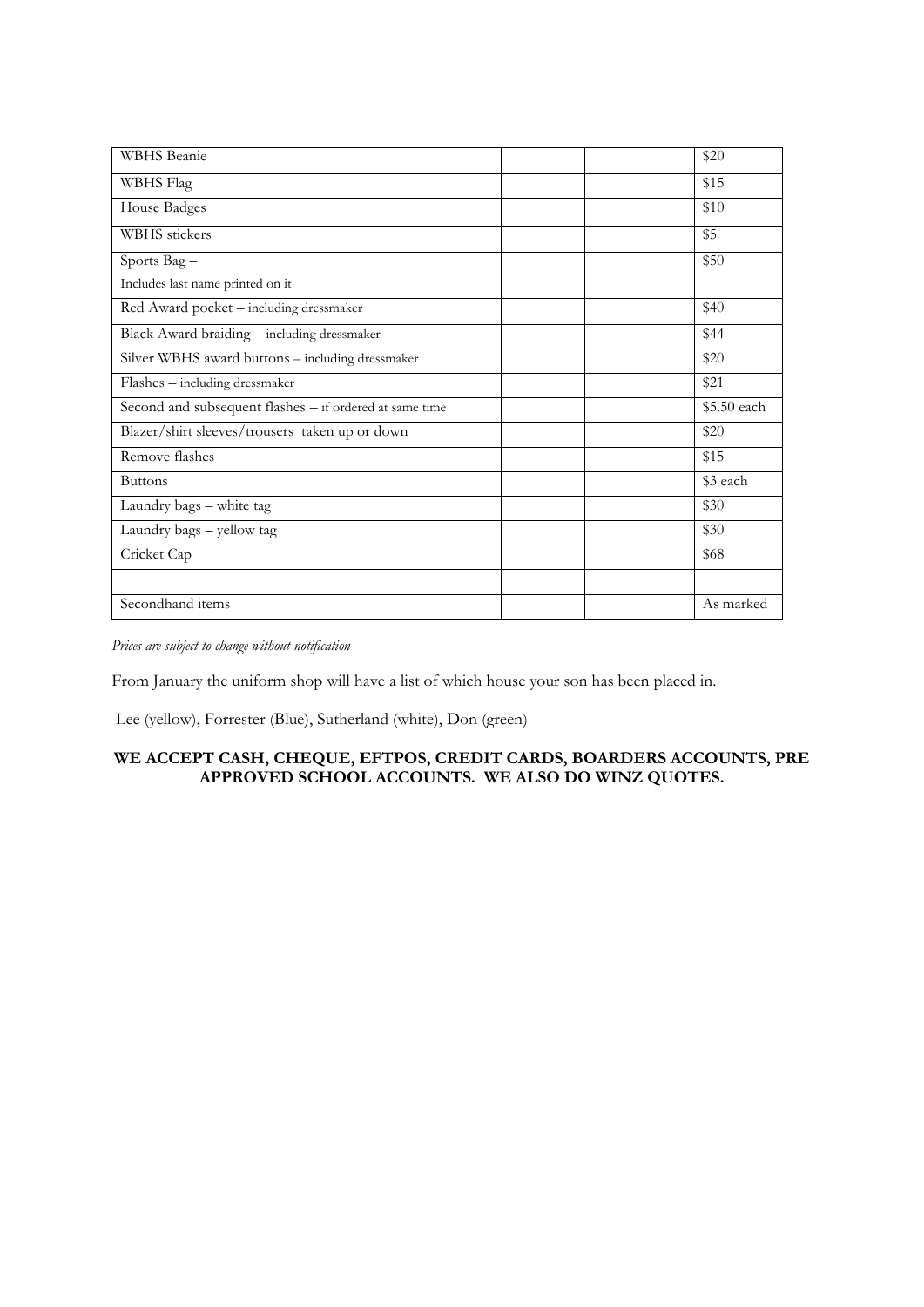| | | | |
|---|---|---|---|
| WBHS Beanie | | | $20 |
| WBHS Flag | | | $15 |
| House Badges | | | $10 |
| WBHS stickers | | | $5 |
| Sports Bag – Includes last name printed on it | | | $50 |
| Red Award pocket – including dressmaker | | | $40 |
| Black Award braiding – including dressmaker | | | $44 |
| Silver WBHS award buttons – including dressmaker | | | $20 |
| Flashes – including dressmaker | | | $21 |
| Second and subsequent flashes – if ordered at same time | | | $5.50 each |
| Blazer/shirt sleeves/trousers taken up or down | | | $20 |
| Remove flashes | | | $15 |
| Buttons | | | $3 each |
| Laundry bags – white tag | | | $30 |
| Laundry bags – yellow tag | | | $30 |
| Cricket Cap | | | $68 |
| | | | |
| Secondhand items | | | As marked |

*Prices are subject to change without notification*

From January the uniform shop will have a list of which house your son has been placed in.

Lee (yellow), Forrester (Blue), Sutherland (white), Don (green)

**WE ACCEPT CASH, CHEQUE, EFTPOS, CREDIT CARDS, BOARDERS ACCOUNTS, PRE APPROVED SCHOOL ACCOUNTS. WE ALSO DO WINZ QUOTES.**